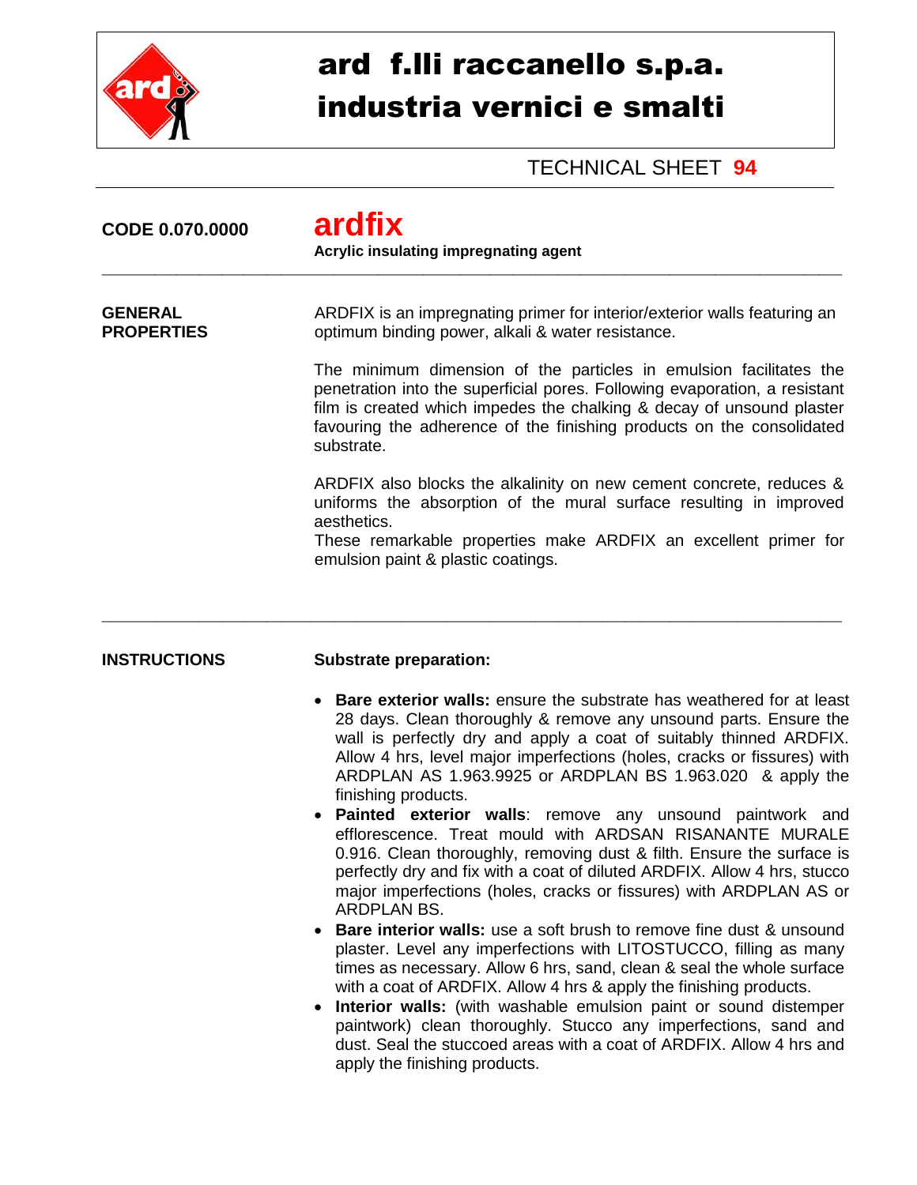# ard f.lli raccanello s.p.a.
# industria vernici e smalti

TECHNICAL SHEET **94**

**CODE 0.070.0000**

## ardfix

**Acrylic insulating impregnating agent**

---

**GENERAL PROPERTIES**

ARDFIX is an impregnating primer for interior/exterior walls featuring an optimum binding power, alkali & water resistance.

The minimum dimension of the particles in emulsion facilitates the penetration into the superficial pores. Following evaporation, a resistant film is created which impedes the chalking & decay of unsound plaster favouring the adherence of the finishing products on the consolidated substrate.

ARDFIX also blocks the alkalinity on new cement concrete, reduces & uniforms the absorption of the mural surface resulting in improved aesthetics.
These remarkable properties make ARDFIX an excellent primer for emulsion paint & plastic coatings.

---

**INSTRUCTIONS**

**Substrate preparation:**

- **Bare exterior walls:** ensure the substrate has weathered for at least 28 days. Clean thoroughly & remove any unsound parts. Ensure the wall is perfectly dry and apply a coat of suitably thinned ARDFIX. Allow 4 hrs, level major imperfections (holes, cracks or fissures) with ARDPLAN AS 1.963.9925 or ARDPLAN BS 1.963.020 & apply the finishing products.
- **Painted exterior walls**: remove any unsound paintwork and efflorescence. Treat mould with ARDSAN RISANANTE MURALE 0.916. Clean thoroughly, removing dust & filth. Ensure the surface is perfectly dry and fix with a coat of diluted ARDFIX. Allow 4 hrs, stucco major imperfections (holes, cracks or fissures) with ARDPLAN AS or ARDPLAN BS.
- **Bare interior walls:** use a soft brush to remove fine dust & unsound plaster. Level any imperfections with LITOSTUCCO, filling as many times as necessary. Allow 6 hrs, sand, clean & seal the whole surface with a coat of ARDFIX. Allow 4 hrs & apply the finishing products.
- **Interior walls:** (with washable emulsion paint or sound distemper paintwork) clean thoroughly. Stucco any imperfections, sand and dust. Seal the stuccoed areas with a coat of ARDFIX. Allow 4 hrs and apply the finishing products.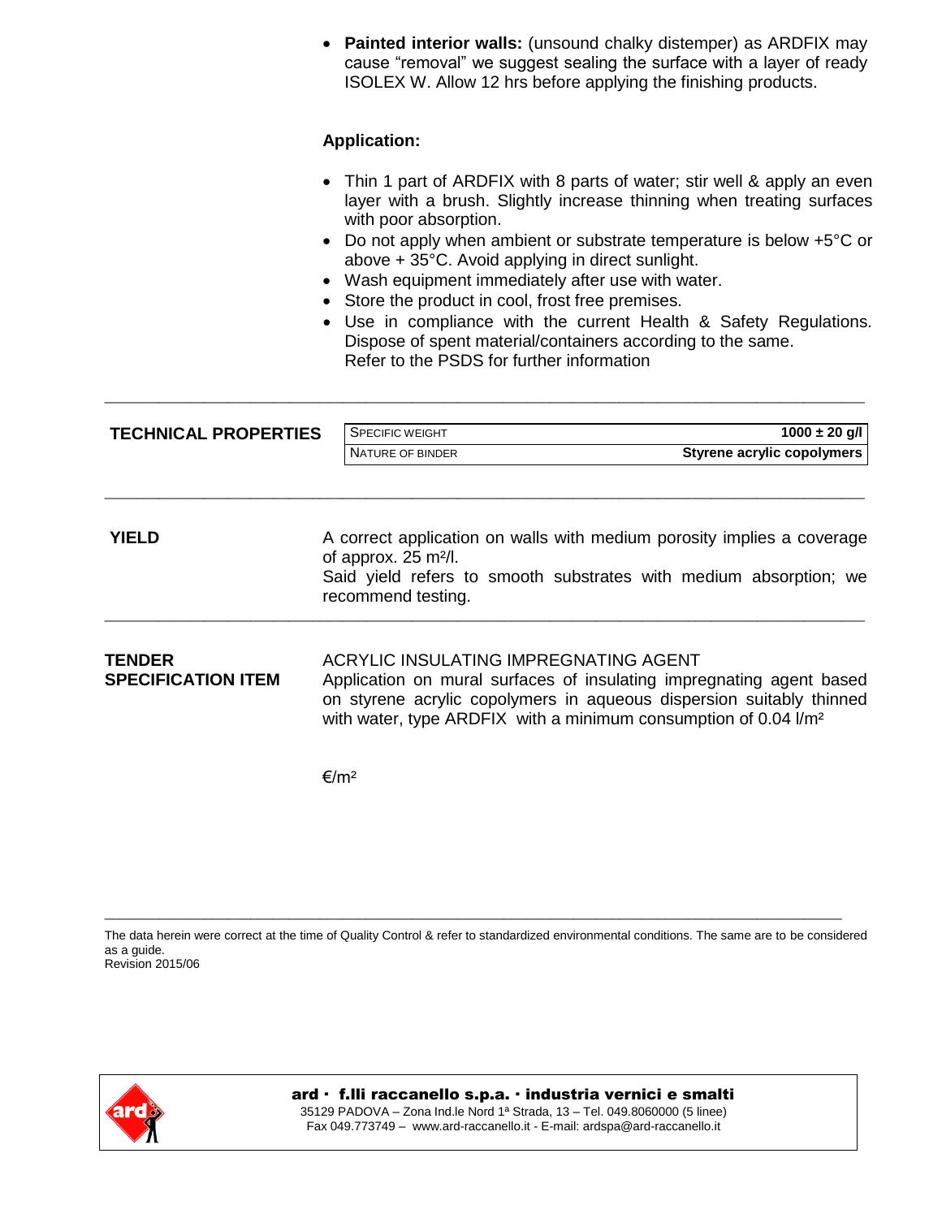- **Painted interior walls:** (unsound chalky distemper) as ARDFIX may cause “removal” we suggest sealing the surface with a layer of ready ISOLEX W. Allow 12 hrs before applying the finishing products.

**Application:**

- Thin 1 part of ARDFIX with 8 parts of water; stir well & apply an even layer with a brush. Slightly increase thinning when treating surfaces with poor absorption.
- Do not apply when ambient or substrate temperature is below +5°C or above + 35°C. Avoid applying in direct sunlight.
- Wash equipment immediately after use with water.
- Store the product in cool, frost free premises.
- Use in compliance with the current Health & Safety Regulations. Dispose of spent material/containers according to the same.
  Refer to the PSDS for further information

## TECHNICAL PROPERTIES

| | |
|---|---|
| SPECIFIC WEIGHT | **1000 ± 20 g/l** |
| NATURE OF BINDER | **Styrene acrylic copolymers** |

## YIELD

A correct application on walls with medium porosity implies a coverage of approx. 25 m²/l.
Said yield refers to smooth substrates with medium absorption; we recommend testing.

## TENDER SPECIFICATION ITEM

ACRYLIC INSULATING IMPREGNATING AGENT
Application on mural surfaces of insulating impregnating agent based on styrene acrylic copolymers in aqueous dispersion suitably thinned with water, type ARDFIX with a minimum consumption of 0.04 l/m²

€/m²

The data herein were correct at the time of Quality Control & refer to standardized environmental conditions. The same are to be considered as a guide.
Revision 2015/06

**ard · f.lli raccanello s.p.a. · industria vernici e smalti**
35129 PADOVA – Zona Ind.le Nord 1ª Strada, 13 – Tel. 049.8060000 (5 linee)
Fax 049.773749 – www.ard-raccanello.it - E-mail: ardspa@ard-raccanello.it